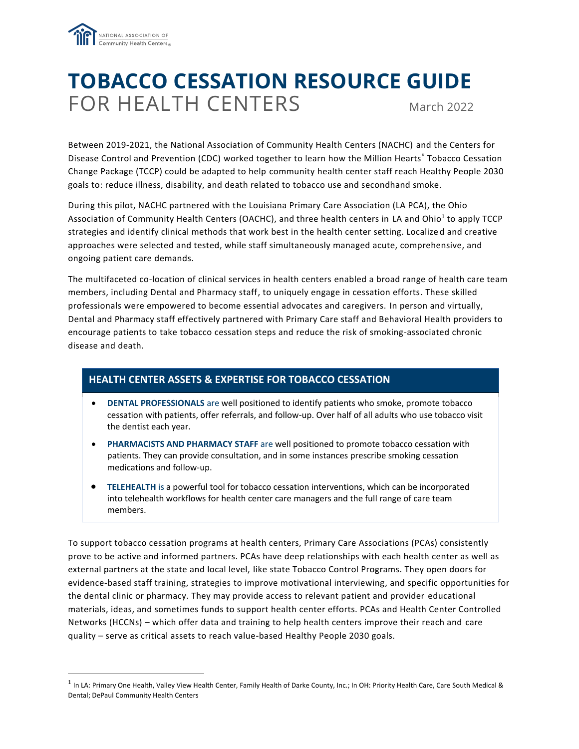# TOBACCO CESSATION RESOURCE GUIDE
## FOR HEALTH CENTERS

March 2022

Between 2019-2021, the National Association of Community Health Centers (NACHC) and the Centers for Disease Control and Prevention (CDC) worked together to learn how the Million Hearts® Tobacco Cessation Change Package (TCCP) could be adapted to help community health center staff reach Healthy People 2030 goals to: reduce illness, disability, and death related to tobacco use and secondhand smoke.

During this pilot, NACHC partnered with the Louisiana Primary Care Association (LA PCA), the Ohio Association of Community Health Centers (OACHC), and three health centers in LA and Ohio[1] to apply TCCP strategies and identify clinical methods that work best in the health center setting. Localized and creative approaches were selected and tested, while staff simultaneously managed acute, comprehensive, and ongoing patient care demands.

The multifaceted co-location of clinical services in health centers enabled a broad range of health care team members, including Dental and Pharmacy staff, to uniquely engage in cessation efforts. These skilled professionals were empowered to become essential advocates and caregivers. In person and virtually, Dental and Pharmacy staff effectively partnered with Primary Care staff and Behavioral Health providers to encourage patients to take tobacco cessation steps and reduce the risk of smoking-associated chronic disease and death.

### HEALTH CENTER ASSETS & EXPERTISE FOR TOBACCO CESSATION

- **DENTAL PROFESSIONALS** are well positioned to identify patients who smoke, promote tobacco cessation with patients, offer referrals, and follow-up. Over half of all adults who use tobacco visit the dentist each year.
- **PHARMACISTS AND PHARMACY STAFF** are well positioned to promote tobacco cessation with patients. They can provide consultation, and in some instances prescribe smoking cessation medications and follow-up.
- **TELEHEALTH** is a powerful tool for tobacco cessation interventions, which can be incorporated into telehealth workflows for health center care managers and the full range of care team members.

To support tobacco cessation programs at health centers, Primary Care Associations (PCAs) consistently prove to be active and informed partners. PCAs have deep relationships with each health center as well as external partners at the state and local level, like state Tobacco Control Programs. They open doors for evidence-based staff training, strategies to improve motivational interviewing, and specific opportunities for the dental clinic or pharmacy. They may provide access to relevant patient and provider educational materials, ideas, and sometimes funds to support health center efforts. PCAs and Health Center Controlled Networks (HCCNs) – which offer data and training to help health centers improve their reach and care quality – serve as critical assets to reach value-based Healthy People 2030 goals.

---

[1] In LA: Primary One Health, Valley View Health Center, Family Health of Darke County, Inc.; In OH: Priority Health Care, Care South Medical & Dental; DePaul Community Health Centers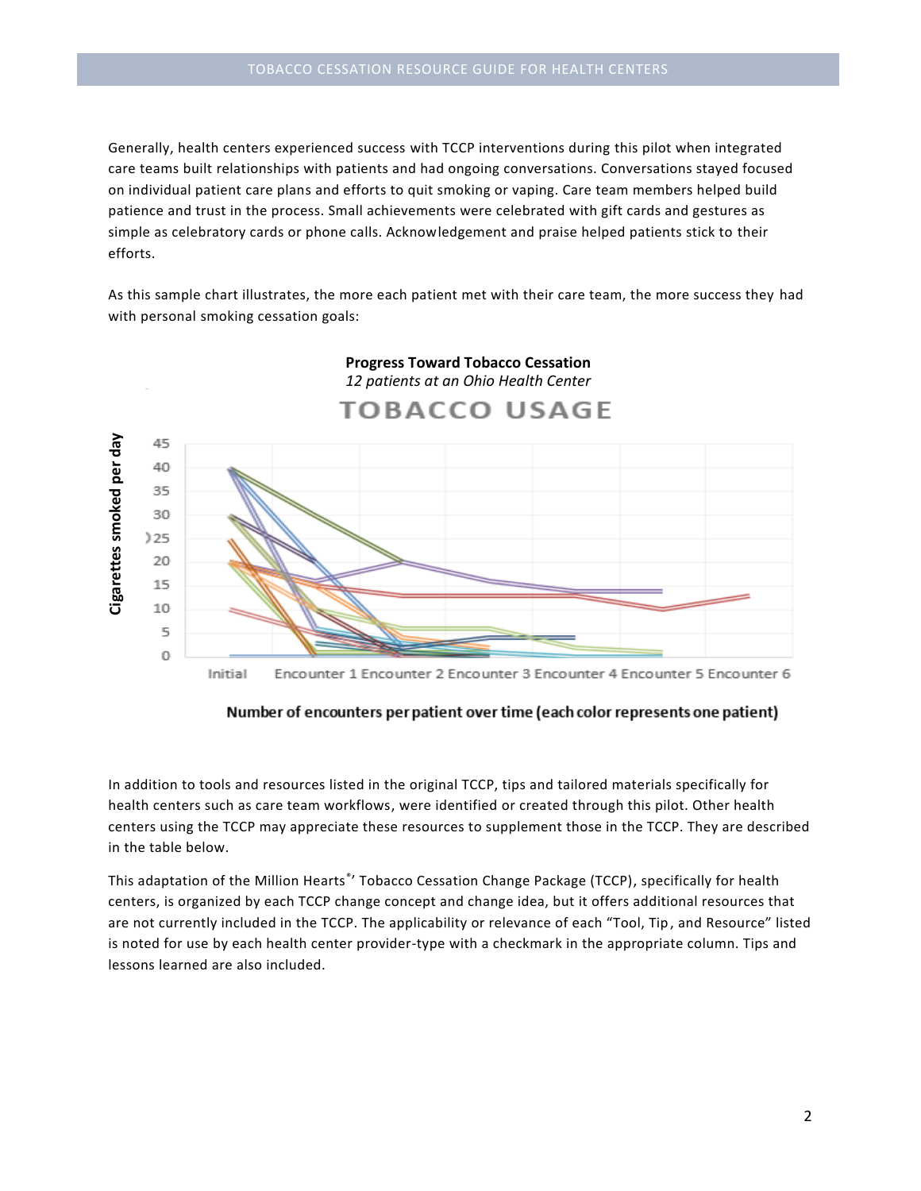Generally, health centers experienced success with TCCP interventions during this pilot when integrated care teams built relationships with patients and had ongoing conversations. Conversations stayed focused on individual patient care plans and efforts to quit smoking or vaping. Care team members helped build patience and trust in the process. Small achievements were celebrated with gift cards and gestures as simple as celebratory cards or phone calls. Acknowledgement and praise helped patients stick to their efforts.

As this sample chart illustrates, the more each patient met with their care team, the more success they had with personal smoking cessation goals:

**Progress Toward Tobacco Cessation**
*12 patients at an Ohio Health Center*

TOBACCO USAGE

Cigarettes smoked per day

Initial, Encounter 1, Encounter 2, Encounter 3, Encounter 4, Encounter 5, Encounter 6

**Number of encounters per patient over time (each color represents one patient)**

In addition to tools and resources listed in the original TCCP, tips and tailored materials specifically for health centers such as care team workflows, were identified or created through this pilot. Other health centers using the TCCP may appreciate these resources to supplement those in the TCCP. They are described in the table below.

This adaptation of the Million Hearts®' Tobacco Cessation Change Package (TCCP), specifically for health centers, is organized by each TCCP change concept and change idea, but it offers additional resources that are not currently included in the TCCP. The applicability or relevance of each "Tool, Tip, and Resource" listed is noted for use by each health center provider-type with a checkmark in the appropriate column. Tips and lessons learned are also included.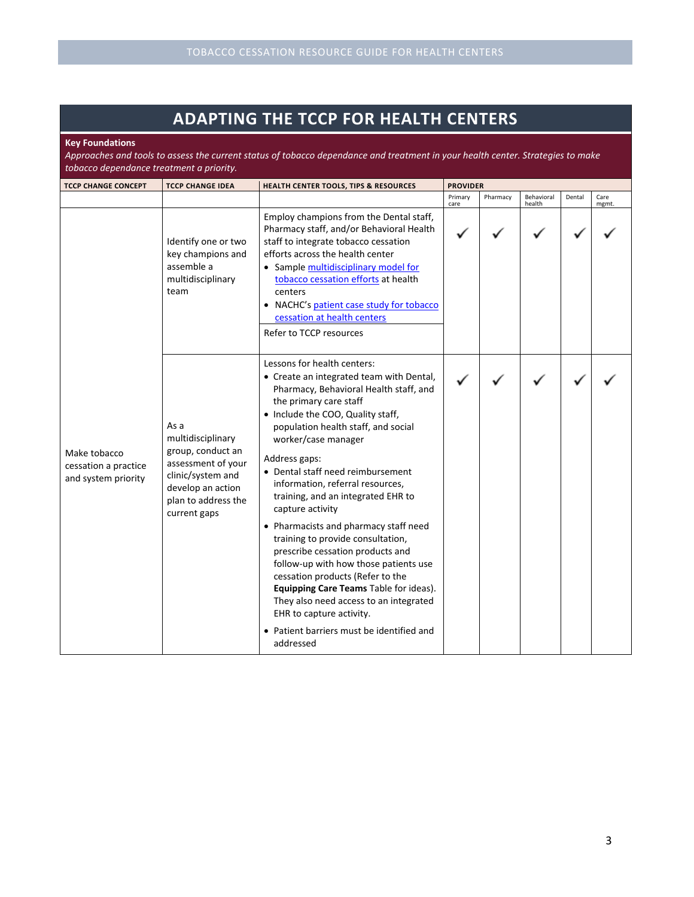# ADAPTING THE TCCP FOR HEALTH CENTERS

**Key Foundations**

*Approaches and tools to assess the current status of tobacco dependance and treatment in your health center. Strategies to make tobacco dependance treatment a priority.*

| TCCP CHANGE CONCEPT | TCCP CHANGE IDEA | HEALTH CENTER TOOLS, TIPS & RESOURCES | PROVIDER | | | | |
|---|---|---|---|---|---|---|---|
| | | | Primary care | Pharmacy | Behavioral health | Dental | Care mgmt. |
| Make tobacco cessation a practice and system priority | Identify one or two key champions and assemble a multidisciplinary team | Employ champions from the Dental staff, Pharmacy staff, and/or Behavioral Health staff to integrate tobacco cessation efforts across the health center<br>• Sample multidisciplinary model for tobacco cessation efforts at health centers<br>• NACHC's patient case study for tobacco cessation at health centers<br><br>Refer to TCCP resources | ✓ | ✓ | ✓ | ✓ | ✓ |
| | As a multidisciplinary group, conduct an assessment of your clinic/system and develop an action plan to address the current gaps | Lessons for health centers:<br>• Create an integrated team with Dental, Pharmacy, Behavioral Health staff, and the primary care staff<br>• Include the COO, Quality staff, population health staff, and social worker/case manager<br><br>Address gaps:<br>• Dental staff need reimbursement information, referral resources, training, and an integrated EHR to capture activity<br>• Pharmacists and pharmacy staff need training to provide consultation, prescribe cessation products and follow-up with how those patients use cessation products (Refer to the **Equipping Care Teams** Table for ideas). They also need access to an integrated EHR to capture activity.<br>• Patient barriers must be identified and addressed | ✓ | ✓ | ✓ | ✓ | ✓ |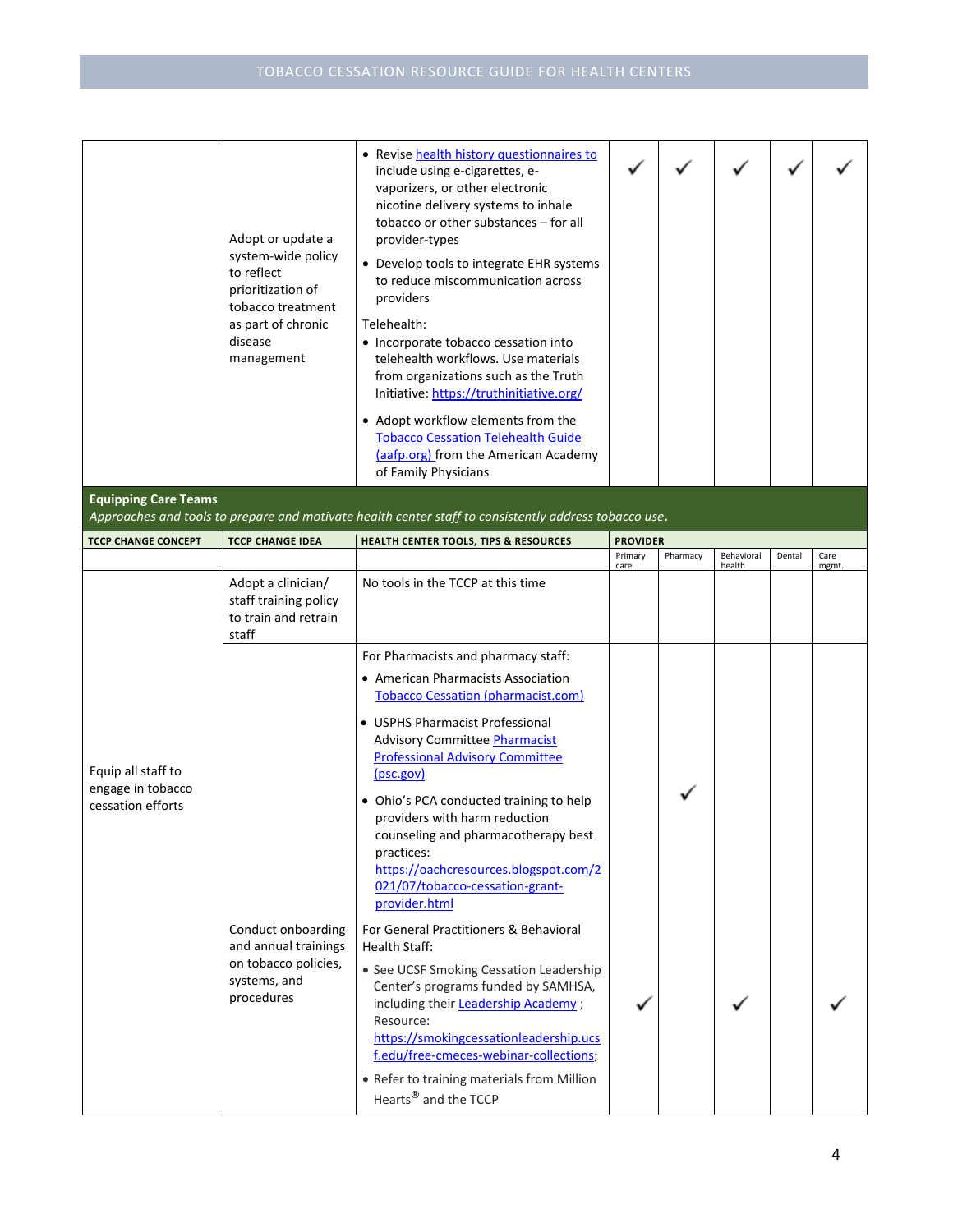| TCCP CHANGE CONCEPT | TCCP CHANGE IDEA | HEALTH CENTER TOOLS, TIPS & RESOURCES | Primary care | Pharmacy | Behavioral health | Dental | Care mgmt. |
|---|---|---|---|---|---|---|---|
| | Adopt or update a system-wide policy to reflect prioritization of tobacco treatment as part of chronic disease management | • Revise health history questionnaires to include using e-cigarettes, e-vaporizers, or other electronic nicotine delivery systems to inhale tobacco or other substances – for all provider-types<br>• Develop tools to integrate EHR systems to reduce miscommunication across providers<br>Telehealth:<br>• Incorporate tobacco cessation into telehealth workflows. Use materials from organizations such as the Truth Initiative: https://truthinitiative.org/<br>• Adopt workflow elements from the Tobacco Cessation Telehealth Guide (aafp.org) from the American Academy of Family Physicians | ✓ | ✓ | ✓ | ✓ | ✓ |
| **Equipping Care Teams** *Approaches and tools to prepare and motivate health center staff to consistently address tobacco use.* | | | | | | | |
| **TCCP CHANGE CONCEPT** | **TCCP CHANGE IDEA** | **HEALTH CENTER TOOLS, TIPS & RESOURCES** | **PROVIDER** Primary care | Pharmacy | Behavioral health | Dental | Care mgmt. |
| Equip all staff to engage in tobacco cessation efforts | Adopt a clinician/ staff training policy to train and retrain staff | No tools in the TCCP at this time | | | | | |
| | Conduct onboarding and annual trainings on tobacco policies, systems, and procedures | For Pharmacists and pharmacy staff:<br>• American Pharmacists Association Tobacco Cessation (pharmacist.com)<br>• USPHS Pharmacist Professional Advisory Committee Pharmacist Professional Advisory Committee (psc.gov)<br>• Ohio's PCA conducted training to help providers with harm reduction counseling and pharmacotherapy best practices: https://oachcresources.blogspot.com/2021/07/tobacco-cessation-grant-provider.html | | ✓ | | | |
| | | For General Practitioners & Behavioral Health Staff:<br>• See UCSF Smoking Cessation Leadership Center's programs funded by SAMHSA, including their Leadership Academy ; Resource: https://smokingcessationleadership.ucsf.edu/free-cmeces-webinar-collections;<br>• Refer to training materials from Million Hearts® and the TCCP | ✓ | | ✓ | | ✓ |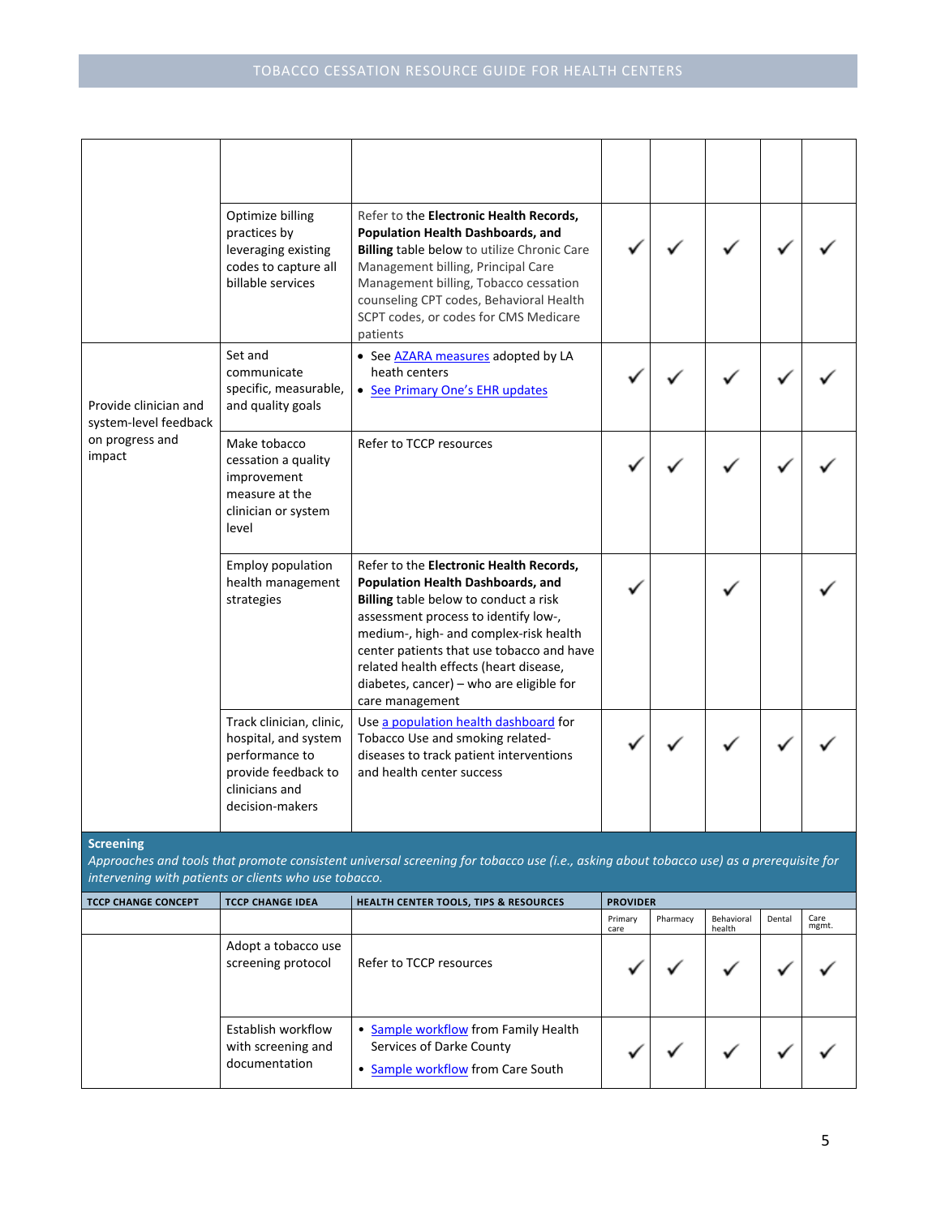| TCCP CHANGE CONCEPT | TCCP CHANGE IDEA | HEALTH CENTER TOOLS, TIPS & RESOURCES | Primary care | Pharmacy | Behavioral health | Dental | Care mgmt. |
|---|---|---|---|---|---|---|---|
| | | | | | | | |
| | Optimize billing practices by leveraging existing codes to capture all billable services | Refer to the **Electronic Health Records, Population Health Dashboards, and Billing** table below to utilize Chronic Care Management billing, Principal Care Management billing, Tobacco cessation counseling CPT codes, Behavioral Health SCPT codes, or codes for CMS Medicare patients | ✓ | ✓ | ✓ | ✓ | ✓ |
| Provide clinician and system-level feedback on progress and impact | Set and communicate specific, measurable, and quality goals | • See AZARA measures adopted by LA heath centers<br>• See Primary One's EHR updates | ✓ | ✓ | ✓ | ✓ | ✓ |
| | Make tobacco cessation a quality improvement measure at the clinician or system level | Refer to TCCP resources | ✓ | ✓ | ✓ | ✓ | ✓ |
| | Employ population health management strategies | Refer to the **Electronic Health Records, Population Health Dashboards, and Billing** table below to conduct a risk assessment process to identify low-, medium-, high- and complex-risk health center patients that use tobacco and have related health effects (heart disease, diabetes, cancer) – who are eligible for care management | ✓ | | ✓ | | ✓ |
| | Track clinician, clinic, hospital, and system performance to provide feedback to clinicians and decision-makers | Use a population health dashboard for Tobacco Use and smoking related-diseases to track patient interventions and health center success | ✓ | ✓ | ✓ | ✓ | ✓ |

**Screening**

*Approaches and tools that promote consistent universal screening for tobacco use (i.e., asking about tobacco use) as a prerequisite for intervening with patients or clients who use tobacco.*

| TCCP CHANGE CONCEPT | TCCP CHANGE IDEA | HEALTH CENTER TOOLS, TIPS & RESOURCES | PROVIDER | | | | |
|---|---|---|---|---|---|---|---|
| | | | Primary care | Pharmacy | Behavioral health | Dental | Care mgmt. |
| | Adopt a tobacco use screening protocol | Refer to TCCP resources | ✓ | ✓ | ✓ | ✓ | ✓ |
| | Establish workflow with screening and documentation | • Sample workflow from Family Health Services of Darke County<br>• Sample workflow from Care South | ✓ | ✓ | ✓ | ✓ | ✓ |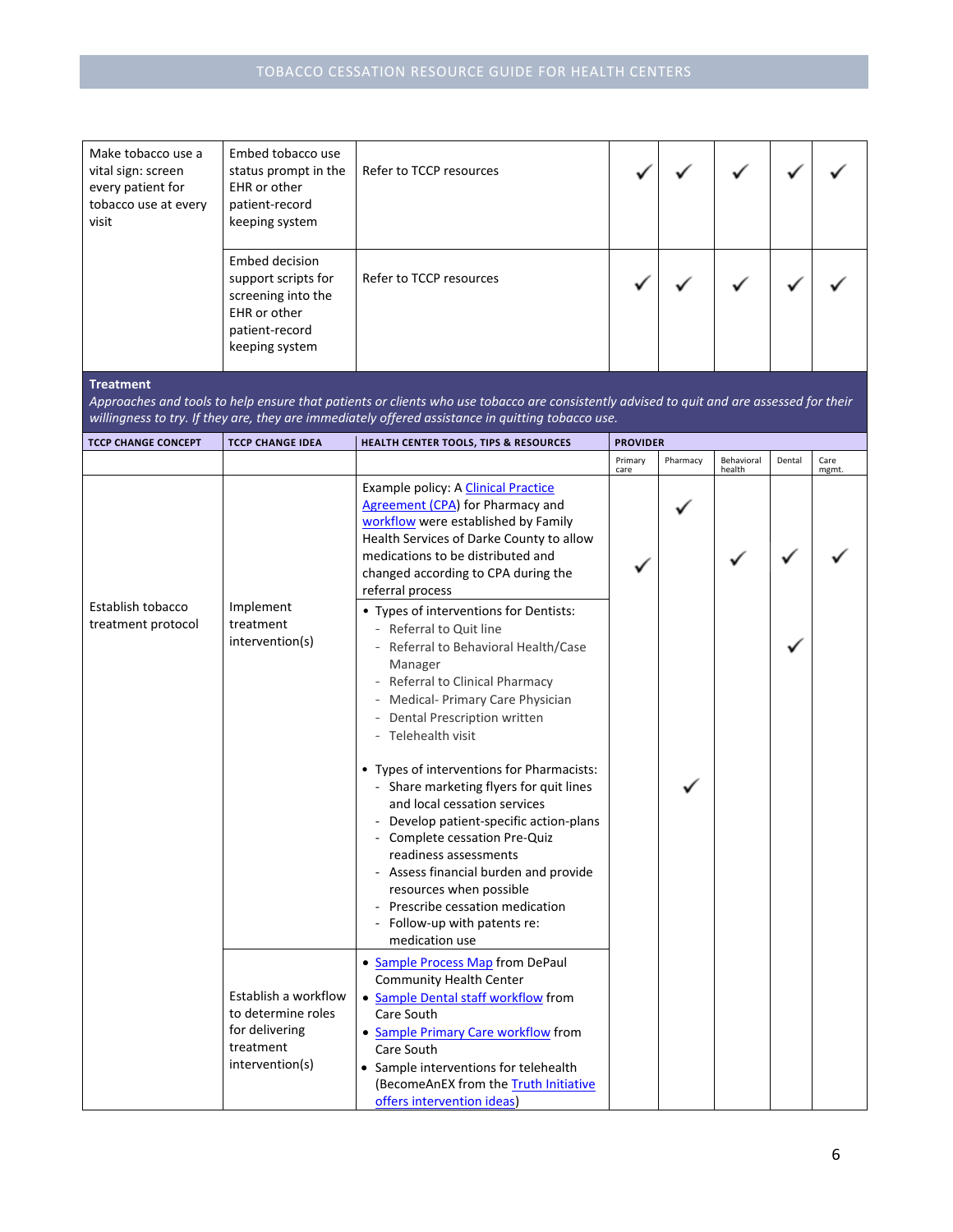| Make tobacco use a vital sign: screen every patient for tobacco use at every visit | Embed tobacco use status prompt in the EHR or other patient-record keeping system | Refer to TCCP resources | ✓ | ✓ | ✓ | ✓ | ✓ |
|---|---|---|---|---|---|---|---|
| | Embed decision support scripts for screening into the EHR or other patient-record keeping system | Refer to TCCP resources | ✓ | ✓ | ✓ | ✓ | ✓ |

**Treatment**

*Approaches and tools to help ensure that patients or clients who use tobacco are consistently advised to quit and are assessed for their willingness to try. If they are, they are immediately offered assistance in quitting tobacco use.*

| TCCP CHANGE CONCEPT | TCCP CHANGE IDEA | HEALTH CENTER TOOLS, TIPS & RESOURCES | PROVIDER | | | | |
|---|---|---|---|---|---|---|---|
| | | | Primary care | Pharmacy | Behavioral health | Dental | Care mgmt. |
| Establish tobacco treatment protocol | Implement treatment intervention(s) | Example policy: A Clinical Practice Agreement (CPA) for Pharmacy and workflow were established by Family Health Services of Darke County to allow medications to be distributed and changed according to CPA during the referral process | ✓ | ✓ | ✓ | ✓ | ✓ |
| | | • Types of interventions for Dentists:<br>- Referral to Quit line<br>- Referral to Behavioral Health/Case Manager<br>- Referral to Clinical Pharmacy<br>- Medical- Primary Care Physician<br>- Dental Prescription written<br>- Telehealth visit | | | | ✓ | |
| | | • Types of interventions for Pharmacists:<br>- Share marketing flyers for quit lines and local cessation services<br>- Develop patient-specific action-plans<br>- Complete cessation Pre-Quiz readiness assessments<br>- Assess financial burden and provide resources when possible<br>- Prescribe cessation medication<br>- Follow-up with patents re: medication use | | ✓ | | | |
| | Establish a workflow to determine roles for delivering treatment intervention(s) | • Sample Process Map from DePaul Community Health Center<br>• Sample Dental staff workflow from Care South<br>• Sample Primary Care workflow from Care South<br>• Sample interventions for telehealth (BecomeAnEX from the Truth Initiative offers intervention ideas) | | | | | |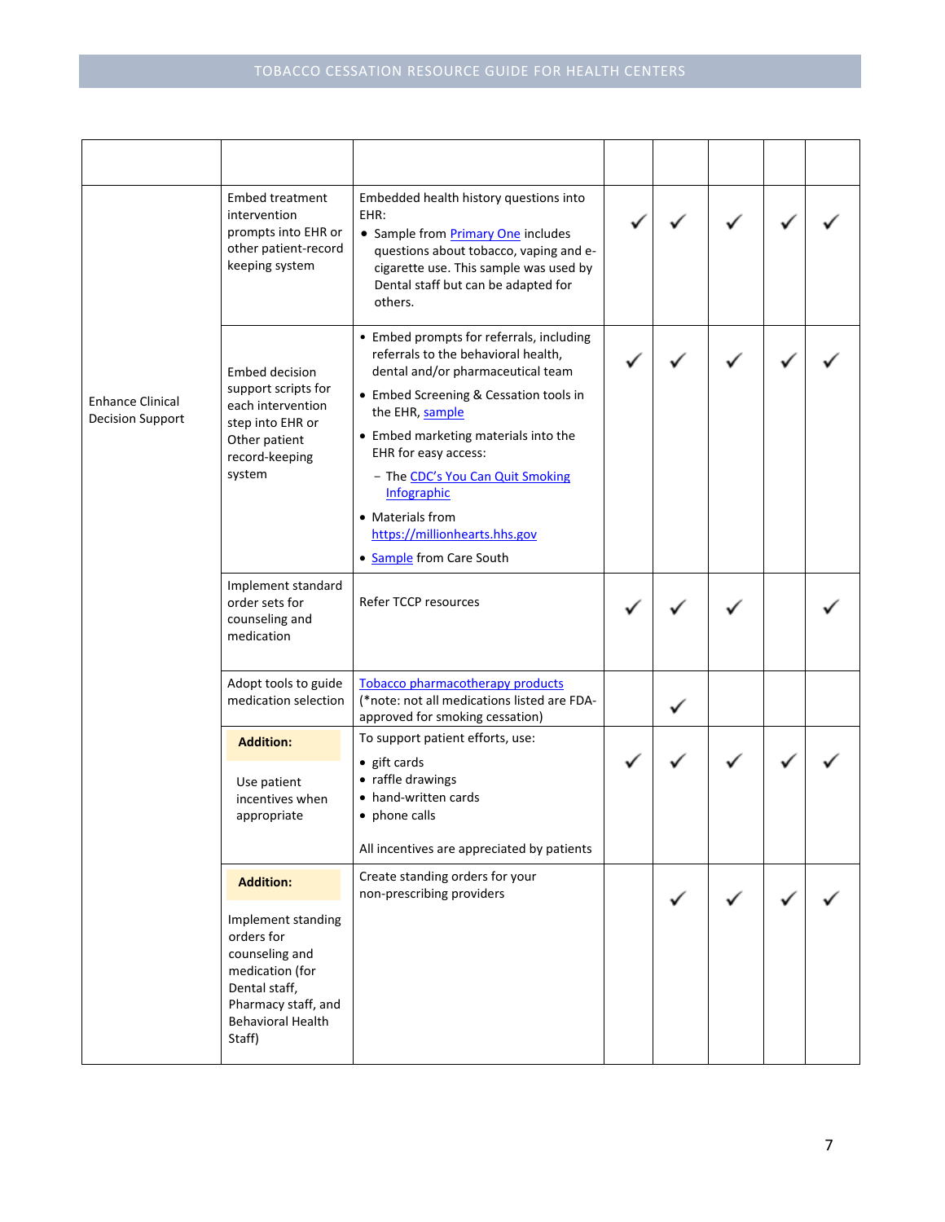| | | | | | | | |
|---|---|---|---|---|---|---|---|
| Enhance Clinical Decision Support | Embed treatment intervention prompts into EHR or other patient-record keeping system | Embedded health history questions into EHR:<br>• Sample from Primary One includes questions about tobacco, vaping and e-cigarette use. This sample was used by Dental staff but can be adapted for others. | ✓ | ✓ | ✓ | ✓ | ✓ |
| | Embed decision support scripts for each intervention step into EHR or Other patient record-keeping system | • Embed prompts for referrals, including referrals to the behavioral health, dental and/or pharmaceutical team<br>• Embed Screening & Cessation tools in the EHR, sample<br>• Embed marketing materials into the EHR for easy access:<br>  – The CDC's You Can Quit Smoking Infographic<br>• Materials from https://millionhearts.hhs.gov<br>• Sample from Care South | ✓ | ✓ | ✓ | ✓ | ✓ |
| | Implement standard order sets for counseling and medication | Refer TCCP resources | ✓ | ✓ | ✓ | | ✓ |
| | Adopt tools to guide medication selection | Tobacco pharmacotherapy products<br>(*note: not all medications listed are FDA-approved for smoking cessation) | | ✓ | | | |
| | **Addition:**<br>Use patient incentives when appropriate | To support patient efforts, use:<br>• gift cards<br>• raffle drawings<br>• hand-written cards<br>• phone calls<br><br>All incentives are appreciated by patients | ✓ | ✓ | ✓ | ✓ | ✓ |
| | **Addition:**<br>Implement standing orders for counseling and medication (for Dental staff, Pharmacy staff, and Behavioral Health Staff) | Create standing orders for your non-prescribing providers | | ✓ | ✓ | ✓ | ✓ |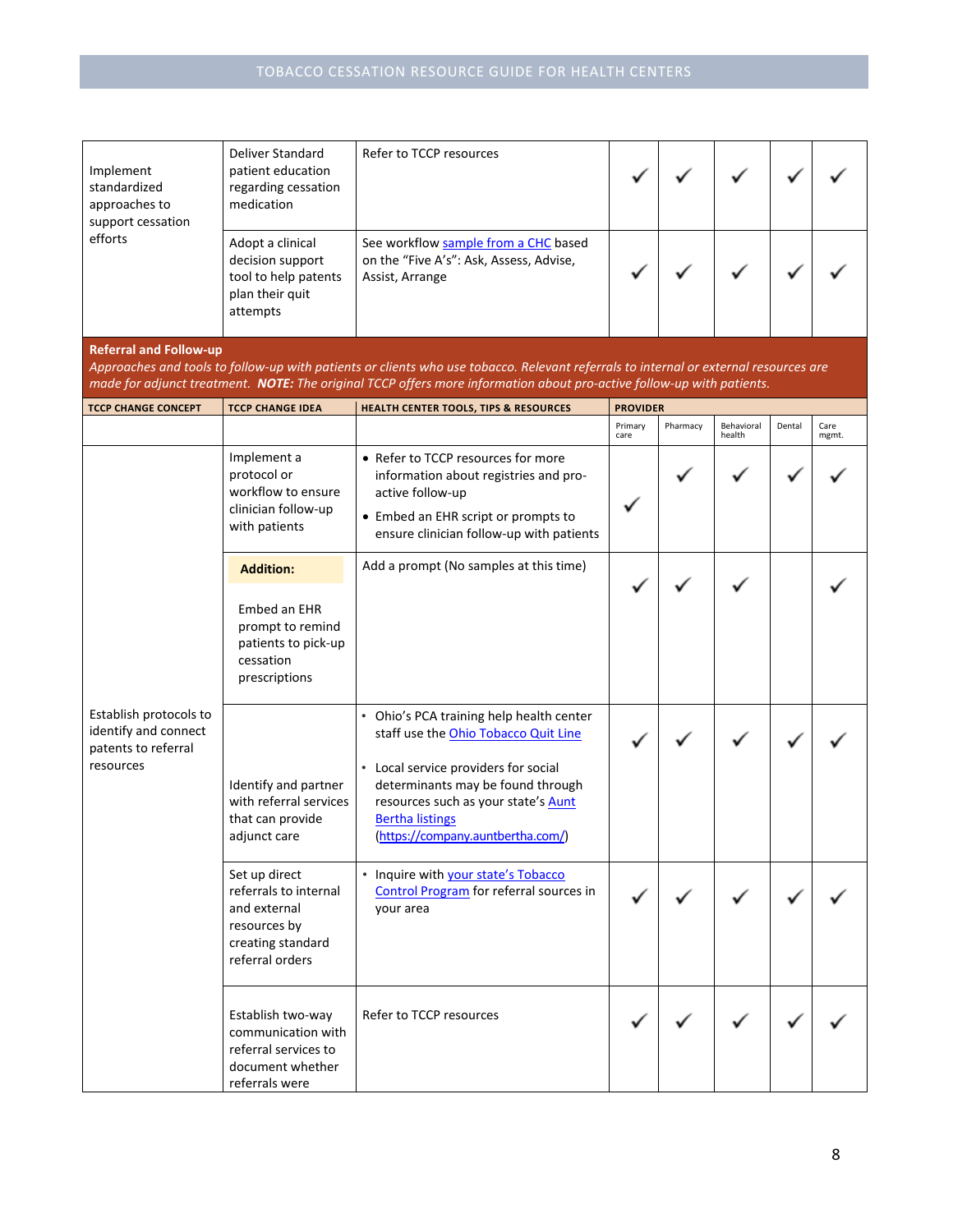| | | | | | | | |
|---|---|---|---|---|---|---|---|
| Implement standardized approaches to support cessation efforts | Deliver Standard patient education regarding cessation medication | Refer to TCCP resources | ✓ | ✓ | ✓ | ✓ | ✓ |
| | Adopt a clinical decision support tool to help patents plan their quit attempts | See workflow sample from a CHC based on the "Five A's": Ask, Assess, Advise, Assist, Arrange | ✓ | ✓ | ✓ | ✓ | ✓ |

**Referral and Follow-up**

*Approaches and tools to follow-up with patients or clients who use tobacco. Relevant referrals to internal or external resources are made for adjunct treatment.* ***NOTE:*** *The original TCCP offers more information about pro-active follow-up with patients.*

| TCCP CHANGE CONCEPT | TCCP CHANGE IDEA | HEALTH CENTER TOOLS, TIPS & RESOURCES | PROVIDER | | | | |
|---|---|---|---|---|---|---|---|
| | | | Primary care | Pharmacy | Behavioral health | Dental | Care mgmt. |
| Establish protocols to identify and connect patents to referral resources | Implement a protocol or workflow to ensure clinician follow-up with patients | • Refer to TCCP resources for more information about registries and pro-active follow-up<br>• Embed an EHR script or prompts to ensure clinician follow-up with patients | ✓ | ✓ | ✓ | ✓ | ✓ |
| | **Addition:**<br>Embed an EHR prompt to remind patients to pick-up cessation prescriptions | Add a prompt (No samples at this time) | ✓ | ✓ | ✓ | | ✓ |
| | Identify and partner with referral services that can provide adjunct care | • Ohio's PCA training help health center staff use the Ohio Tobacco Quit Line<br>• Local service providers for social determinants may be found through resources such as your state's Aunt Bertha listings (https://company.auntbertha.com/) | ✓ | ✓ | ✓ | ✓ | ✓ |
| | Set up direct referrals to internal and external resources by creating standard referral orders | • Inquire with your state's Tobacco Control Program for referral sources in your area | ✓ | ✓ | ✓ | ✓ | ✓ |
| | Establish two-way communication with referral services to document whether referrals were | Refer to TCCP resources | ✓ | ✓ | ✓ | ✓ | ✓ |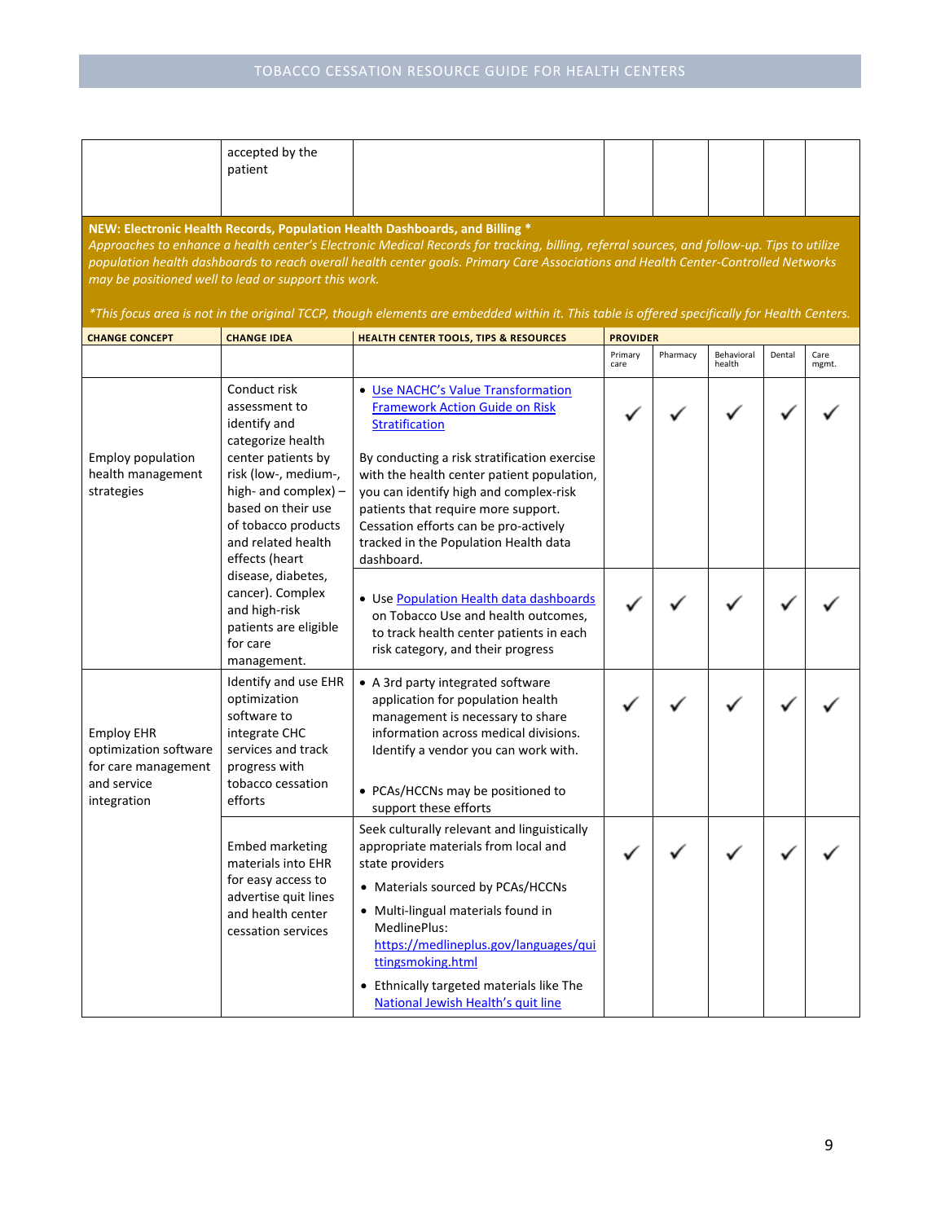| | | | | | | | |
|---|---|---|---|---|---|---|---|
| | accepted by the patient | | | | | | |

**NEW: Electronic Health Records, Population Health Dashboards, and Billing ***

*Approaches to enhance a health center's Electronic Medical Records for tracking, billing, referral sources, and follow-up. Tips to utilize population health dashboards to reach overall health center goals. Primary Care Associations and Health Center-Controlled Networks may be positioned well to lead or support this work.*

**This focus area is not in the original TCCP, though elements are embedded within it. This table is offered specifically for Health Centers.*

| CHANGE CONCEPT | CHANGE IDEA | HEALTH CENTER TOOLS, TIPS & RESOURCES | PROVIDER | | | | |
|---|---|---|---|---|---|---|---|
| | | | Primary care | Pharmacy | Behavioral health | Dental | Care mgmt. |
| Employ population health management strategies | Conduct risk assessment to identify and categorize health center patients by risk (low-, medium-, high- and complex) – based on their use of tobacco products and related health effects (heart disease, diabetes, cancer). Complex and high-risk patients are eligible for care management. | • Use NACHC's Value Transformation Framework Action Guide on Risk Stratification<br><br>By conducting a risk stratification exercise with the health center patient population, you can identify high and complex-risk patients that require more support. Cessation efforts can be pro-actively tracked in the Population Health data dashboard. | ✓ | ✓ | ✓ | ✓ | ✓ |
| | | • Use Population Health data dashboards on Tobacco Use and health outcomes, to track health center patients in each risk category, and their progress | ✓ | ✓ | ✓ | ✓ | ✓ |
| Employ EHR optimization software for care management and service integration | Identify and use EHR optimization software to integrate CHC services and track progress with tobacco cessation efforts | • A 3rd party integrated software application for population health management is necessary to share information across medical divisions. Identify a vendor you can work with.<br><br>• PCAs/HCCNs may be positioned to support these efforts | ✓ | ✓ | ✓ | ✓ | ✓ |
| | Embed marketing materials into EHR for easy access to advertise quit lines and health center cessation services | Seek culturally relevant and linguistically appropriate materials from local and state providers<br><br>• Materials sourced by PCAs/HCCNs<br>• Multi-lingual materials found in MedlinePlus: https://medlineplus.gov/languages/quittingsmoking.html<br>• Ethnically targeted materials like The National Jewish Health's quit line | ✓ | ✓ | ✓ | ✓ | ✓ |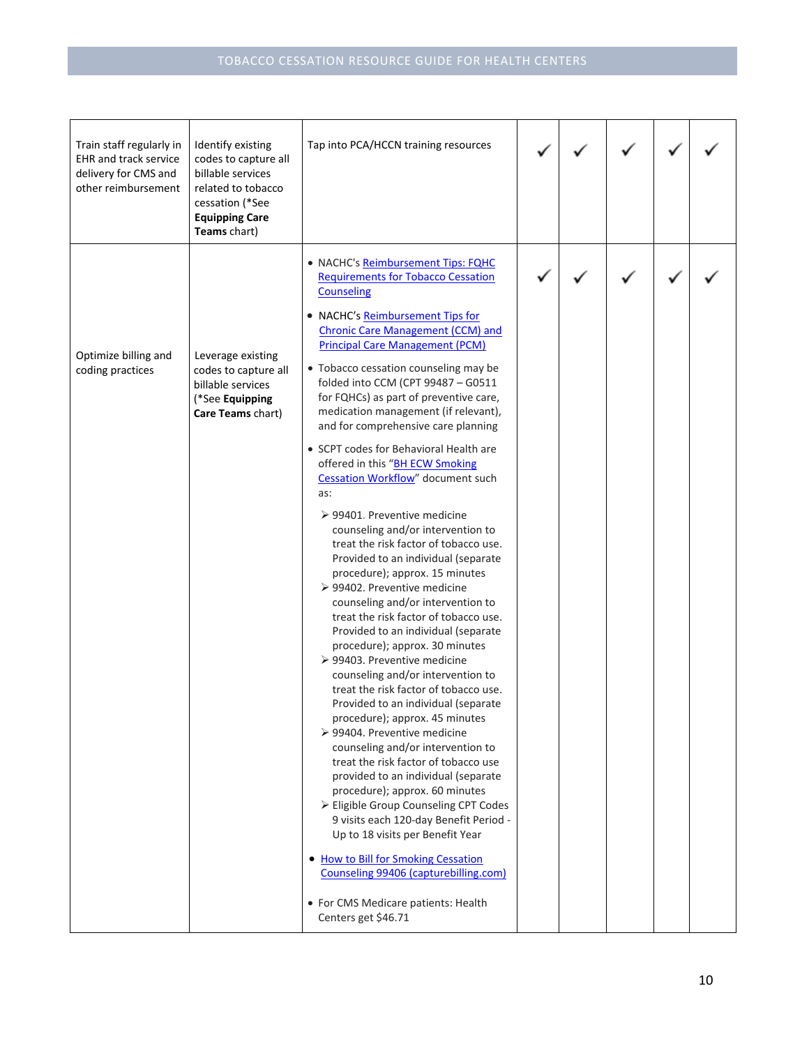| | | | | | | | |
|---|---|---|---|---|---|---|---|
| Train staff regularly in EHR and track service delivery for CMS and other reimbursement | Identify existing codes to capture all billable services related to tobacco cessation (*See **Equipping Care Teams** chart) | Tap into PCA/HCCN training resources | ✓ | ✓ | ✓ | ✓ | ✓ |
| Optimize billing and coding practices | Leverage existing codes to capture all billable services (*See **Equipping Care Teams** chart) | • NACHC's Reimbursement Tips: FQHC Requirements for Tobacco Cessation Counseling<br>• NACHC's Reimbursement Tips for Chronic Care Management (CCM) and Principal Care Management (PCM)<br>• Tobacco cessation counseling may be folded into CCM (CPT 99487 – G0511 for FQHCs) as part of preventive care, medication management (if relevant), and for comprehensive care planning<br>• SCPT codes for Behavioral Health are offered in this "BH ECW Smoking Cessation Workflow" document such as:<br>➢ 99401. Preventive medicine counseling and/or intervention to treat the risk factor of tobacco use. Provided to an individual (separate procedure); approx. 15 minutes<br>➢ 99402. Preventive medicine counseling and/or intervention to treat the risk factor of tobacco use. Provided to an individual (separate procedure); approx. 30 minutes<br>➢ 99403. Preventive medicine counseling and/or intervention to treat the risk factor of tobacco use. Provided to an individual (separate procedure); approx. 45 minutes<br>➢ 99404. Preventive medicine counseling and/or intervention to treat the risk factor of tobacco use provided to an individual (separate procedure); approx. 60 minutes<br>➢ Eligible Group Counseling CPT Codes 9 visits each 120-day Benefit Period - Up to 18 visits per Benefit Year<br>• How to Bill for Smoking Cessation Counseling 99406 (capturebilling.com)<br>• For CMS Medicare patients: Health Centers get $46.71 | ✓ | ✓ | ✓ | ✓ | ✓ |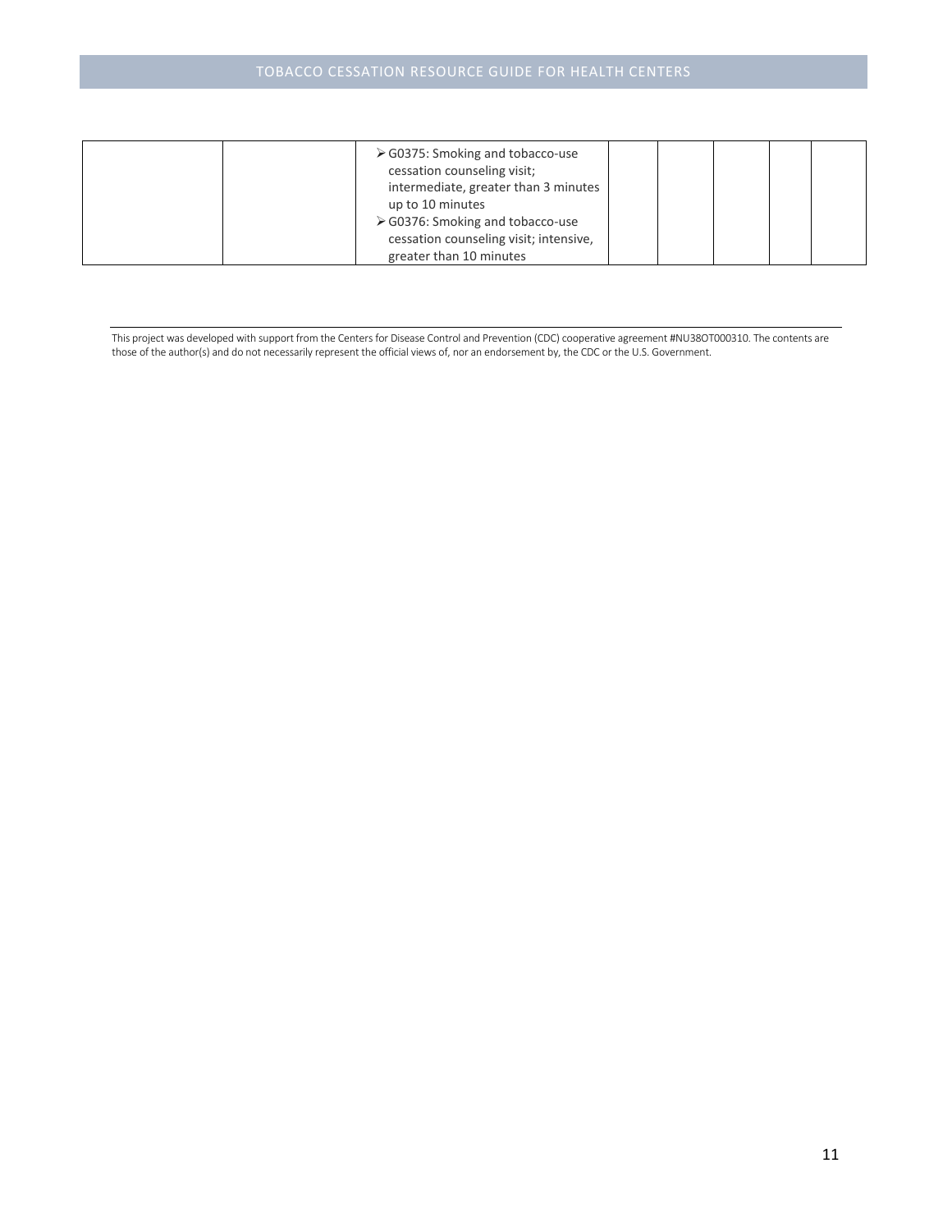| | | | | | | | |
|---|---|---|---|---|---|---|---|
| | | ➢ G0375: Smoking and tobacco-use cessation counseling visit; intermediate, greater than 3 minutes up to 10 minutes<br>➢ G0376: Smoking and tobacco-use cessation counseling visit; intensive, greater than 10 minutes | | | | | |

This project was developed with support from the Centers for Disease Control and Prevention (CDC) cooperative agreement #NU38OT000310. The contents are those of the author(s) and do not necessarily represent the official views of, nor an endorsement by, the CDC or the U.S. Government.